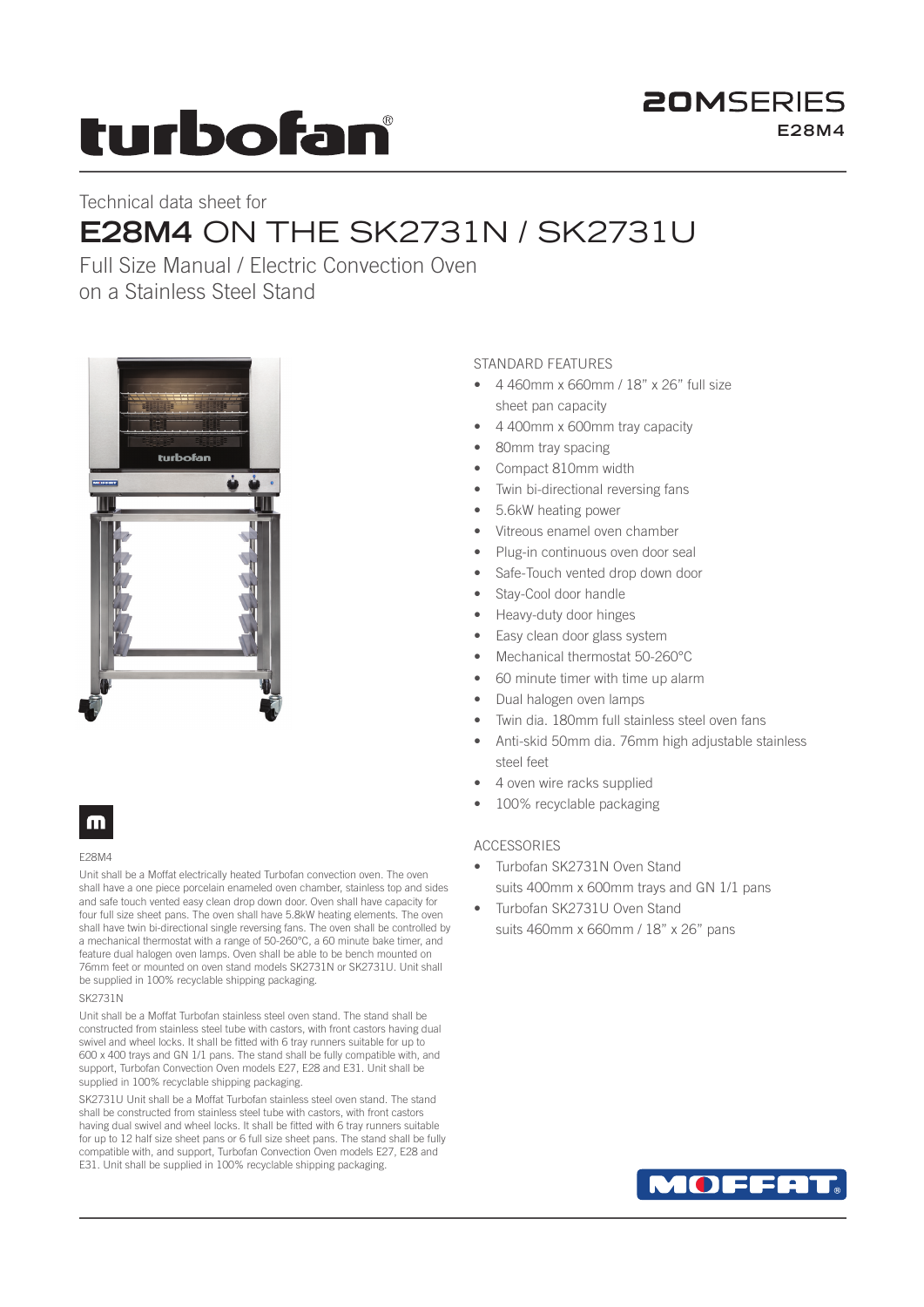# turbofan®

**20M**SERIES
**E28M4**

Technical data sheet for

# E28M4 ON THE SK2731N / SK2731U

Full Size Manual / Electric Convection Oven
on a Stainless Steel Stand

## STANDARD FEATURES

- 4 460mm x 660mm / 18" x 26" full size sheet pan capacity
- 4 400mm x 600mm tray capacity
- 80mm tray spacing
- Compact 810mm width
- Twin bi-directional reversing fans
- 5.6kW heating power
- Vitreous enamel oven chamber
- Plug-in continuous oven door seal
- Safe-Touch vented drop down door
- Stay-Cool door handle
- Heavy-duty door hinges
- Easy clean door glass system
- Mechanical thermostat 50-260°C
- 60 minute timer with time up alarm
- Dual halogen oven lamps
- Twin dia. 180mm full stainless steel oven fans
- Anti-skid 50mm dia. 76mm high adjustable stainless steel feet
- 4 oven wire racks supplied
- 100% recyclable packaging

## ACCESSORIES

- Turbofan SK2731N Oven Stand
  suits 400mm x 600mm trays and GN 1/1 pans
- Turbofan SK2731U Oven Stand
  suits 460mm x 660mm / 18" x 26" pans

E28M4

Unit shall be a Moffat electrically heated Turbofan convection oven. The oven shall have a one piece porcelain enameled oven chamber, stainless top and sides and safe touch vented easy clean drop down door. Oven shall have capacity for four full size sheet pans. The oven shall have 5.8kW heating elements. The oven shall have twin bi-directional single reversing fans. The oven shall be controlled by a mechanical thermostat with a range of 50-260°C, a 60 minute bake timer, and feature dual halogen oven lamps. Oven shall be able to be bench mounted on 76mm feet or mounted on oven stand models SK2731N or SK2731U. Unit shall be supplied in 100% recyclable shipping packaging.

SK2731N

Unit shall be a Moffat Turbofan stainless steel oven stand. The stand shall be constructed from stainless steel tube with castors, with front castors having dual swivel and wheel locks. It shall be fitted with 6 tray runners suitable for up to 600 x 400 trays and GN 1/1 pans. The stand shall be fully compatible with, and support, Turbofan Convection Oven models E27, E28 and E31. Unit shall be supplied in 100% recyclable shipping packaging.

SK2731U Unit shall be a Moffat Turbofan stainless steel oven stand. The stand shall be constructed from stainless steel tube with castors, with front castors having dual swivel and wheel locks. It shall be fitted with 6 tray runners suitable for up to 12 half size sheet pans or 6 full size sheet pans. The stand shall be fully compatible with, and support, Turbofan Convection Oven models E27, E28 and E31. Unit shall be supplied in 100% recyclable shipping packaging.

MOFFAT®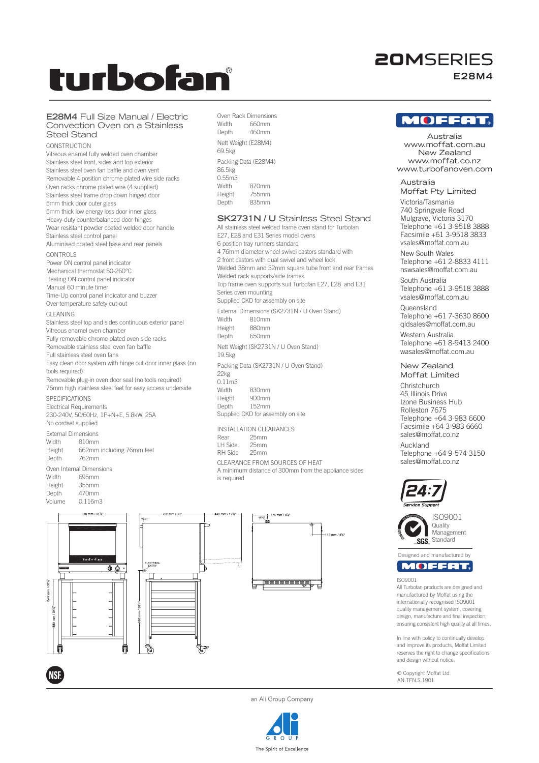# turbofan®

## 20MSERIES
## E28M4

### E28M4 Full Size Manual / Electric Convection Oven on a Stainless Steel Stand

CONSTRUCTION

Vitreous enamel fully welded oven chamber
Stainless steel front, sides and top exterior
Stainless steel oven fan baffle and oven vent
Removable 4 position chrome plated wire side racks
Oven racks chrome plated wire (4 supplied)
Stainless steel frame drop down hinged door
5mm thick door outer glass
5mm thick low energy loss door inner glass
Heavy-duty counterbalanced door hinges
Wear resistant powder coated welded door handle
Stainless steel control panel
Aluminised coated steel base and rear panels

CONTROLS

Power ON control panel indicator
Mechanical thermostat 50-260°C
Heating ON control panel indicator
Manual 60 minute timer
Time-Up control panel indicator and buzzer
Over-temperature safety cut-out

CLEANING

Stainless steel top and sides continuous exterior panel
Vitreous enamel oven chamber
Fully removable chrome plated oven side racks
Removable stainless steel oven fan baffle
Full stainless steel oven fans
Easy clean door system with hinge out door inner glass (no tools required)
Removable plug-in oven door seal (no tools required)
76mm high stainless steel feet for easy access underside

SPECIFICATIONS

Electrical Requirements
230-240V, 50/60Hz, 1P+N+E, 5.8kW, 25A
No cordset supplied

External Dimensions

| | |
|---|---|
| Width | 810mm |
| Height | 662mm including 76mm feet |
| Depth | 762mm |

Oven Internal Dimensions

| | |
|---|---|
| Width | 695mm |
| Height | 355mm |
| Depth | 470mm |
| Volume | 0.116m3 |

Oven Rack Dimensions

| | |
|---|---|
| Width | 660mm |
| Depth | 460mm |

Nett Weight (E28M4)
69.5kg

Packing Data (E28M4)
86.5kg
0.55m3

| | |
|---|---|
| Width | 870mm |
| Height | 755mm |
| Depth | 835mm |

### SK2731N / U Stainless Steel Stand

All stainless steel welded frame oven stand for Turbofan E27, E28 and E31 Series model ovens
6 position tray runners standard
4 76mm diameter wheel swivel castors standard with 2 front castors with dual swivel and wheel lock
Welded 38mm and 32mm square tube front and rear frames
Welded rack supports/side frames
Top frame oven supports suit Turbofan E27, E28 and E31 Series oven mounting
Supplied CKD for assembly on site

External Dimensions (SK2731N / U Oven Stand)

| | |
|---|---|
| Width | 810mm |
| Height | 880mm |
| Depth | 650mm |

Nett Weight (SK2731N / U Oven Stand)
19.5kg

Packing Data (SK2731N / U Oven Stand)
22kg
0.11m3

| | |
|---|---|
| Width | 830mm |
| Height | 900mm |
| Depth | 152mm |

Supplied CKD for assembly on site

INSTALLATION CLEARANCES

| | |
|---|---|
| Rear | 25mm |
| LH Side | 25mm |
| RH Side | 25mm |

CLEARANCE FROM SOURCES OF HEAT

A minimum distance of 300mm from the appliance sides is required

810 mm / 31¾"
1542 mm / 60¾"
880 mm / 34¾"
762 mm / 30"
440 mm / 17¾"
VENT
ELECTRICAL ENTRY
896 mm / 35¼"
175 mm / 6¾"
112 mm / 4⅜"

NSF

MOFFAT

Australia
www.moffat.com.au
New Zealand
www.moffat.co.nz
www.turbofanoven.com

**Australia**
**Moffat Pty Limited**

Victoria/Tasmania
740 Springvale Road
Mulgrave, Victoria 3170
Telephone +61 3-9518 3888
Facsimile +61 3-9518 3833
vsales@moffat.com.au

New South Wales
Telephone +61 2-8833 4111
nswsales@moffat.com.au

South Australia
Telephone +61 3-9518 3888
vsales@moffat.com.au

Queensland
Telephone +61 7-3630 8600
qldsales@moffat.com.au

Western Australia
Telephone +61 8-9413 2400
wasales@moffat.com.au

**New Zealand**
**Moffat Limited**

Christchurch
45 Illinois Drive
Izone Business Hub
Rolleston 7675
Telephone +64 3-983 6600
Facsimile +64 3-983 6660
sales@moffat.co.nz

Auckland
Telephone +64 9-574 3150
sales@moffat.co.nz

24:7 Service Support

ISO9001 Quality Management Standard

Designed and manufactured by MOFFAT

ISO9001
All Turbofan products are designed and manufactured by Moffat using the internationally recognised ISO9001 quality management system, covering design, manufacture and final inspection, ensuring consistent high quality at all times.

In line with policy to continually develop and improve its products, Moffat Limited reserves the right to change specifications and design without notice.

© Copyright Moffat Ltd
AN.TFN.S.1901

an Ali Group Company

GROUP
The Spirit of Excellence